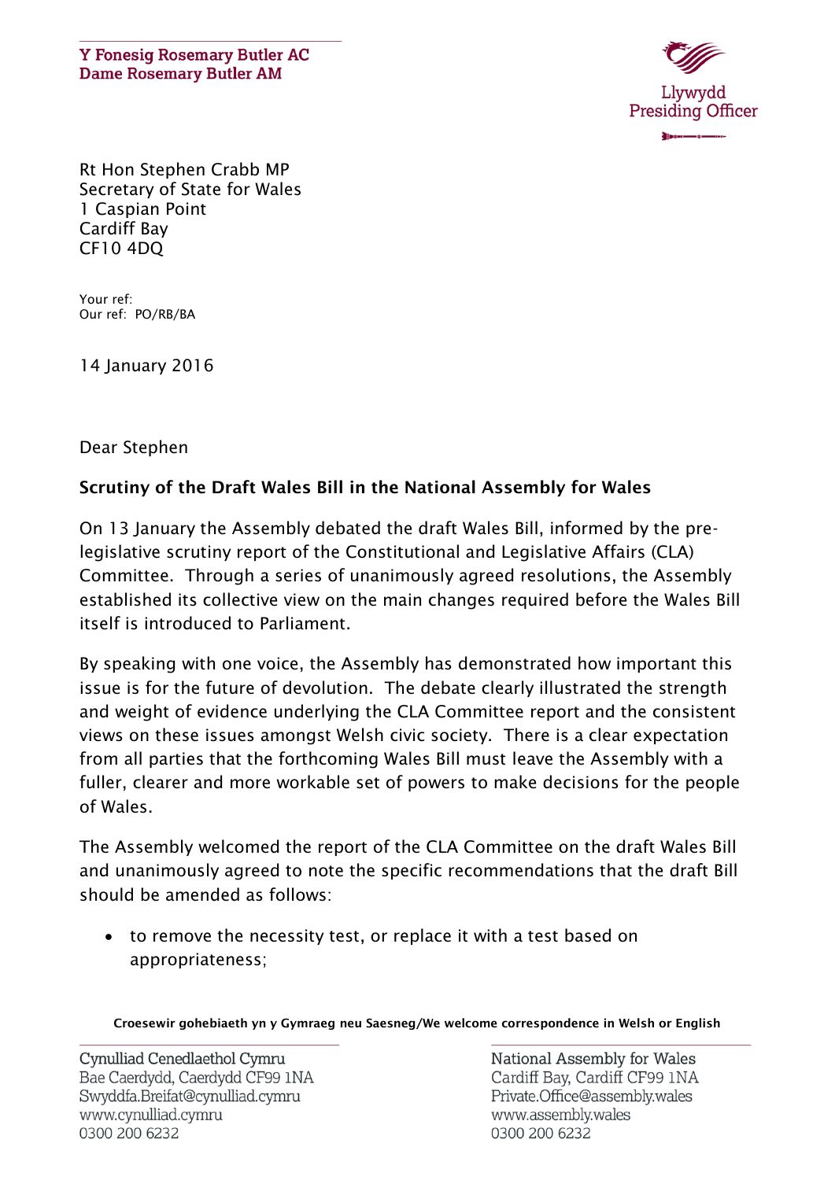**Y Fonesig Rosemary Butler AC**
**Dame Rosemary Butler AM**

Llywydd
Presiding Officer

Rt Hon Stephen Crabb MP
Secretary of State for Wales
1 Caspian Point
Cardiff Bay
CF10 4DQ

Your ref:
Our ref: PO/RB/BA

14 January 2016

Dear Stephen

**Scrutiny of the Draft Wales Bill in the National Assembly for Wales**

On 13 January the Assembly debated the draft Wales Bill, informed by the pre-legislative scrutiny report of the Constitutional and Legislative Affairs (CLA) Committee. Through a series of unanimously agreed resolutions, the Assembly established its collective view on the main changes required before the Wales Bill itself is introduced to Parliament.

By speaking with one voice, the Assembly has demonstrated how important this issue is for the future of devolution. The debate clearly illustrated the strength and weight of evidence underlying the CLA Committee report and the consistent views on these issues amongst Welsh civic society. There is a clear expectation from all parties that the forthcoming Wales Bill must leave the Assembly with a fuller, clearer and more workable set of powers to make decisions for the people of Wales.

The Assembly welcomed the report of the CLA Committee on the draft Wales Bill and unanimously agreed to note the specific recommendations that the draft Bill should be amended as follows:

- to remove the necessity test, or replace it with a test based on appropriateness;

**Croesewir gohebiaeth yn y Gymraeg neu Saesneg/We welcome correspondence in Welsh or English**

Cynulliad Cenedlaethol Cymru
Bae Caerdydd, Caerdydd CF99 1NA
Swyddfa.Breifat@cynulliad.cymru
www.cynulliad.cymru
0300 200 6232

National Assembly for Wales
Cardiff Bay, Cardiff CF99 1NA
Private.Office@assembly.wales
www.assembly.wales
0300 200 6232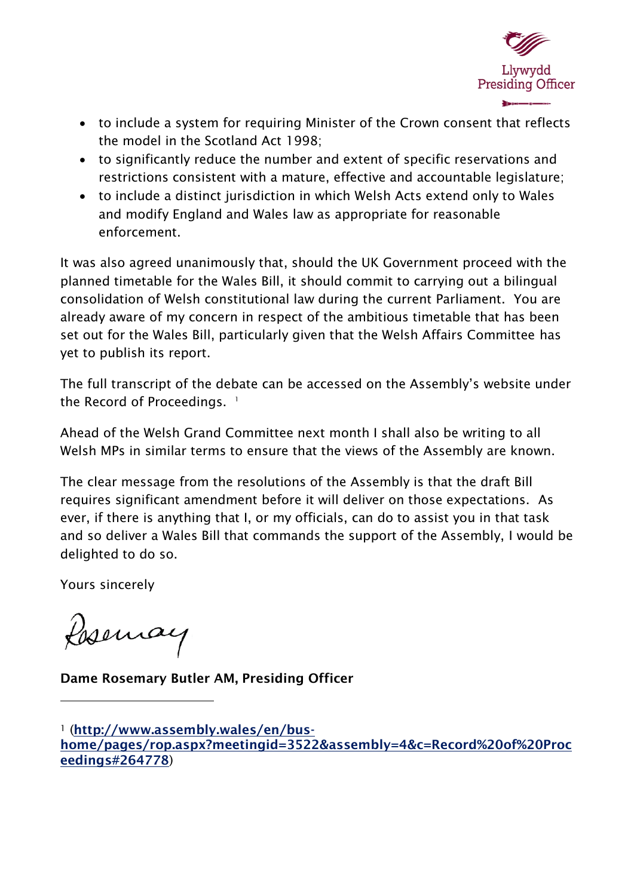- to include a system for requiring Minister of the Crown consent that reflects the model in the Scotland Act 1998;
- to significantly reduce the number and extent of specific reservations and restrictions consistent with a mature, effective and accountable legislature;
- to include a distinct jurisdiction in which Welsh Acts extend only to Wales and modify England and Wales law as appropriate for reasonable enforcement.

It was also agreed unanimously that, should the UK Government proceed with the planned timetable for the Wales Bill, it should commit to carrying out a bilingual consolidation of Welsh constitutional law during the current Parliament. You are already aware of my concern in respect of the ambitious timetable that has been set out for the Wales Bill, particularly given that the Welsh Affairs Committee has yet to publish its report.

The full transcript of the debate can be accessed on the Assembly's website under the Record of Proceedings. [1]

Ahead of the Welsh Grand Committee next month I shall also be writing to all Welsh MPs in similar terms to ensure that the views of the Assembly are known.

The clear message from the resolutions of the Assembly is that the draft Bill requires significant amendment before it will deliver on those expectations. As ever, if there is anything that I, or my officials, can do to assist you in that task and so deliver a Wales Bill that commands the support of the Assembly, I would be delighted to do so.

Yours sincerely

Rosemary

**Dame Rosemary Butler AM, Presiding Officer**

---

[1] (**http://www.assembly.wales/en/bus-home/pages/rop.aspx?meetingid=3522&assembly=4&c=Record%20of%20Proceedings#264778**)